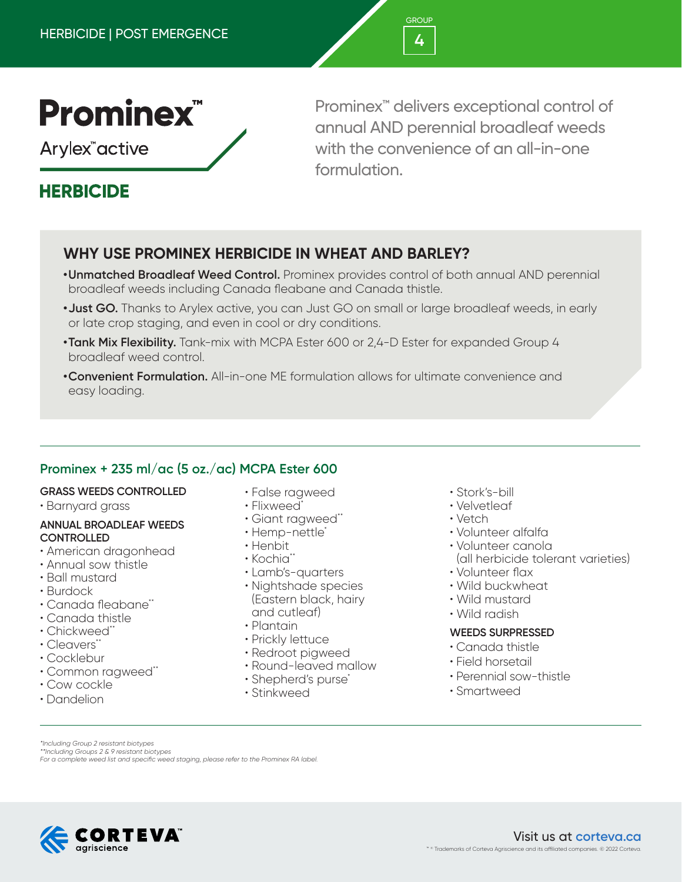HERBICIDE | POST EMERGENCE

GROUP 4

# Prominex™

Arylex™ active

**HERBICIDE**

Prominex™ delivers exceptional control of annual AND perennial broadleaf weeds with the convenience of an all-in-one formulation.

## WHY USE PROMINEX HERBICIDE IN WHEAT AND BARLEY?

- **Unmatched Broadleaf Weed Control.** Prominex provides control of both annual AND perennial broadleaf weeds including Canada fleabane and Canada thistle.
- **Just GO.** Thanks to Arylex active, you can Just GO on small or large broadleaf weeds, in early or late crop staging, and even in cool or dry conditions.
- **Tank Mix Flexibility.** Tank-mix with MCPA Ester 600 or 2,4-D Ester for expanded Group 4 broadleaf weed control.
- **Convenient Formulation.** All-in-one ME formulation allows for ultimate convenience and easy loading.

## Prominex + 235 ml/ac (5 oz./ac) MCPA Ester 600

**GRASS WEEDS CONTROLLED**

- Barnyard grass

**ANNUAL BROADLEAF WEEDS CONTROLLED**

- American dragonhead
- Annual sow thistle
- Ball mustard
- Burdock
- Canada fleabane**
- Canada thistle
- Chickweed**
- Cleavers**
- Cocklebur
- Common ragweed**
- Cow cockle
- Dandelion
- False ragweed
- Flixweed*
- Giant ragweed**
- Hemp-nettle*
- Henbit
- Kochia**
- Lamb's-quarters
- Nightshade species (Eastern black, hairy and cutleaf)
- Plantain
- Prickly lettuce
- Redroot pigweed
- Round-leaved mallow
- Shepherd's purse*
- Stinkweed
- Stork's-bill
- Velvetleaf
- Vetch
- Volunteer alfalfa
- Volunteer canola (all herbicide tolerant varieties)
- Volunteer flax
- Wild buckwheat
- Wild mustard
- Wild radish

**WEEDS SUPPRESSED**

- Canada thistle
- Field horsetail
- Perennial sow-thistle
- Smartweed

*Including Group 2 resistant biotypes
**Including Groups 2 & 9 resistant biotypes
*For a complete weed list and specific weed staging, please refer to the Prominex RA label.*

CORTEVA™ agriscience

Visit us at corteva.ca

™ ® Trademarks of Corteva Agriscience and its affiliated companies. © 2022 Corteva.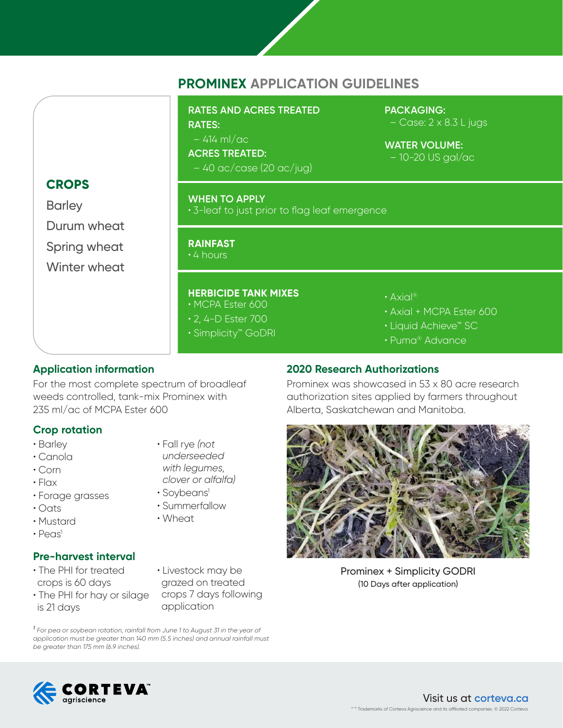# **PROMINEX** APPLICATION GUIDELINES

## CROPS

Barley
Durum wheat
Spring wheat
Winter wheat

**RATES AND ACRES TREATED**

**RATES:**
– 414 ml/ac

**ACRES TREATED:**
– 40 ac/case (20 ac/jug)

**PACKAGING:**
– Case: 2 x 8.3 L jugs

**WATER VOLUME:**
– 10-20 US gal/ac

**WHEN TO APPLY**
- 3-leaf to just prior to flag leaf emergence

**RAINFAST**
- 4 hours

**HERBICIDE TANK MIXES**
- MCPA Ester 600
- 2, 4-D Ester 700
- Simplicity™ GoDRI
- Axial®
- Axial + MCPA Ester 600
- Liquid Achieve™ SC
- Puma® Advance

### Application information

For the most complete spectrum of broadleaf weeds controlled, tank-mix Prominex with 235 ml/ac of MCPA Ester 600

### Crop rotation

- Barley
- Canola
- Corn
- Flax
- Forage grasses
- Oats
- Mustard
- Peas[1]
- Fall rye *(not underseeded with legumes, clover or alfalfa)*
- Soybeans[1]
- Summerfallow
- Wheat

### Pre-harvest interval

- The PHI for treated crops is 60 days
- The PHI for hay or silage is 21 days
- Livestock may be grazed on treated crops 7 days following application

[1] *For pea or soybean rotation, rainfall from June 1 to August 31 in the year of application must be greater than 140 mm (5.5 inches) and annual rainfall must be greater than 175 mm (6.9 inches).*

### 2020 Research Authorizations

Prominex was showcased in 53 x 80 acre research authorization sites applied by farmers throughout Alberta, Saskatchewan and Manitoba.

Prominex + Simplicity GODRI
(10 Days after application)

Visit us at corteva.ca

™ ® Trademarks of Corteva Agriscience and its affiliated companies. © 2022 Corteva.